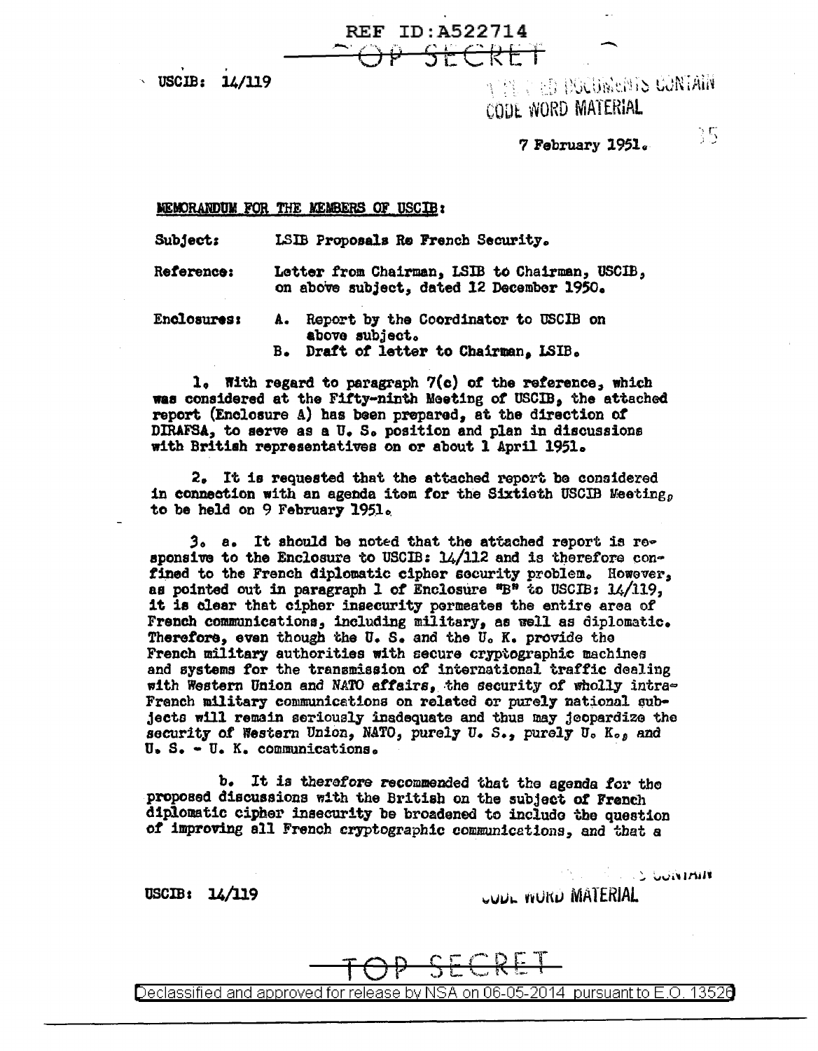REF ID:A522714

TOP SECRET

USCIB: 14/119

THESE DOCUMENTS CONTAIN CODE WORD MATERIAL

7 February 1951.

MEMORANDUM FOR THE MEMBERS OF USCIB:

Subject: LSIB Proposals Re French Security.

Reference: Letter from Chairman, LSIB to Chairman, USCIB, on above subject, dated 12 December 1950.

Enclosures: A. Report by the Coordinator to USCIB on above subject.
B. Draft of letter to Chairman, LSIB.

1. With regard to paragraph 7(c) of the reference, which was considered at the Fifty-ninth Meeting of USCIB, the attached report (Enclosure A) has been prepared, at the direction of DIRAFSA, to serve as a U. S. position and plan in discussions with British representatives on or about 1 April 1951.

2. It is requested that the attached report be considered in connection with an agenda item for the Sixtieth USCIB Meeting, to be held on 9 February 1951.

3. a. It should be noted that the attached report is responsive to the Enclosure to USCIB: 14/112 and is therefore confined to the French diplomatic cipher security problem. However, as pointed out in paragraph 1 of Enclosure "B" to USCIB: 14/119, it is clear that cipher insecurity permeates the entire area of French communications, including military, as well as diplomatic. Therefore, even though the U. S. and the U. K. provide the French military authorities with secure cryptographic machines and systems for the transmission of international traffic dealing with Western Union and NATO affairs, the security of wholly intra-French military communications on related or purely national subjects will remain seriously inadequate and thus may jeopardize the security of Western Union, NATO, purely U. S., purely U. K., and U. S. - U. K. communications.

b. It is therefore recommended that the agenda for the proposed discussions with the British on the subject of French diplomatic cipher insecurity be broadened to include the question of improving all French cryptographic communications, and that a

USCIB: 14/119

CONTAIN CODE WORD MATERIAL

TOP SECRET

Declassified and approved for release by NSA on 06-05-2014 pursuant to E.O. 13526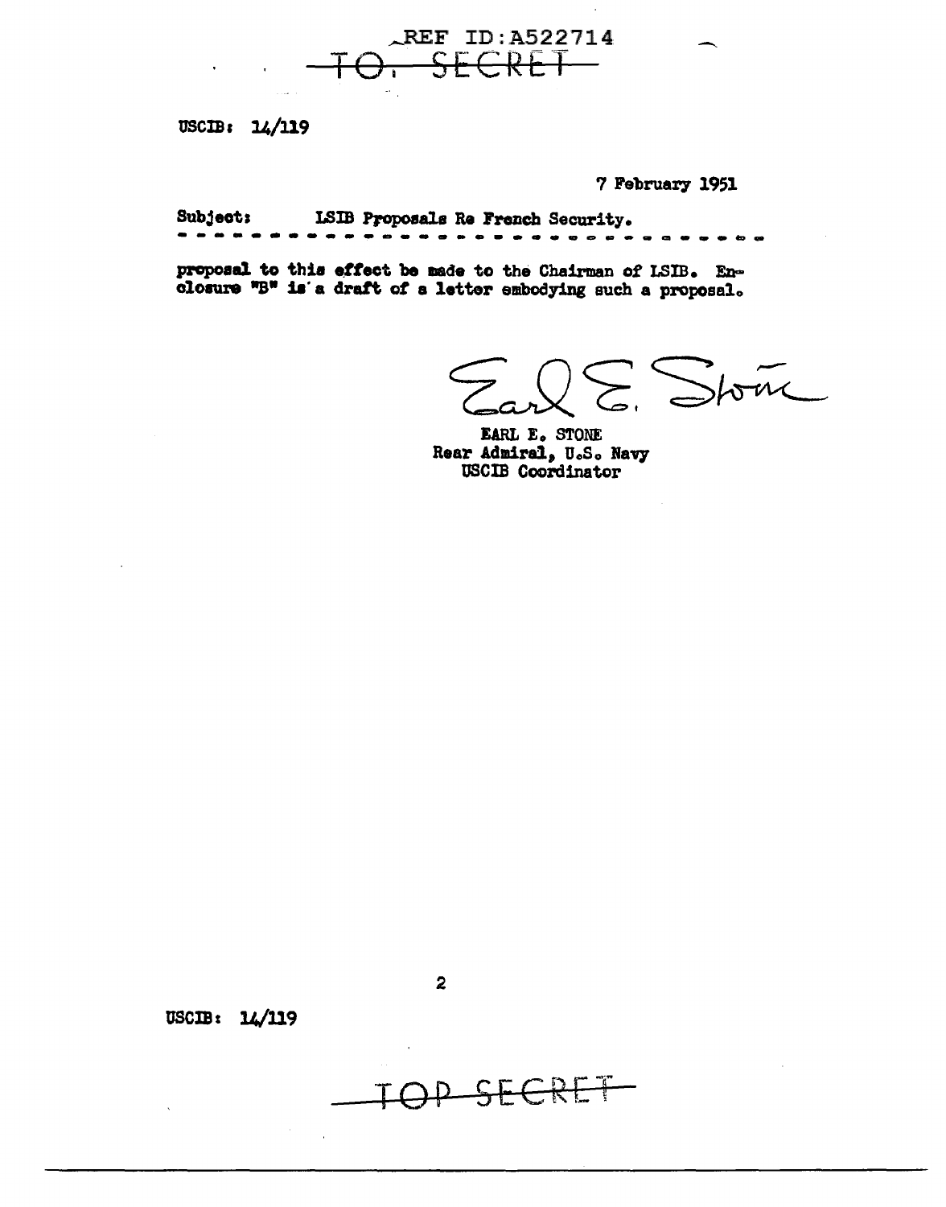REF ID:A522714

TOP SECRET

USCIB: 14/119

7 February 1951

Subject: LSIB Proposals Re French Security.

proposal to this effect be made to the Chairman of LSIB. Enclosure "B" is a draft of a letter embodying such a proposal.

EARL E. STONE
Rear Admiral, U.S. Navy
USCIB Coordinator

USCIB: 14/119

TOP SECRET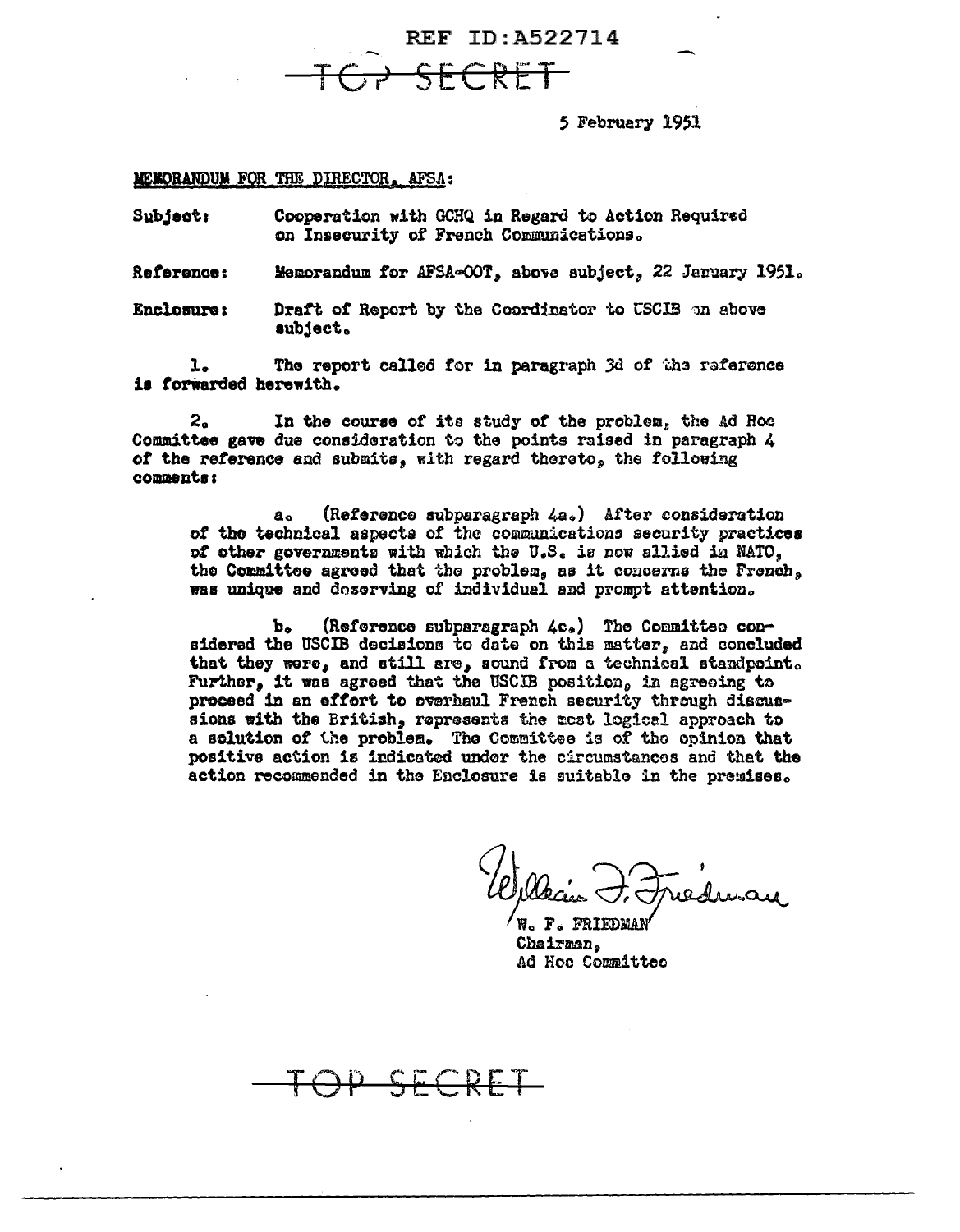REF ID:A522714

TOP SECRET

5 February 1951

MEMORANDUM FOR THE DIRECTOR, AFSA:

**Subject:** Cooperation with GCHQ in Regard to Action Required on Insecurity of French Communications.

**Reference:** Memorandum for AFSA-OOT, above subject, 22 January 1951.

**Enclosure:** Draft of Report by the Coordinator to USCIB on above subject.

1. The report called for in paragraph 3d of the reference is forwarded herewith.

2. In the course of its study of the problem, the Ad Hoc Committee gave due consideration to the points raised in paragraph 4 of the reference and submits, with regard thereto, the following comments:

a. (Reference subparagraph 4a.) After consideration of the technical aspects of the communications security practices of other governments with which the U.S. is now allied in NATO, the Committee agreed that the problem, as it concerns the French, was unique and deserving of individual and prompt attention.

b. (Reference subparagraph 4c.) The Committee considered the USCIB decisions to date on this matter, and concluded that they were, and still are, sound from a technical standpoint. Further, it was agreed that the USCIB position, in agreeing to proceed in an effort to overhaul French security through discussions with the British, represents the most logical approach to a solution of the problem. The Committee is of the opinion that positive action is indicated under the circumstances and that the action recommended in the Enclosure is suitable in the premises.

William F. Friedman

W. F. FRIEDMAN
Chairman,
Ad Hoc Committee

TOP SECRET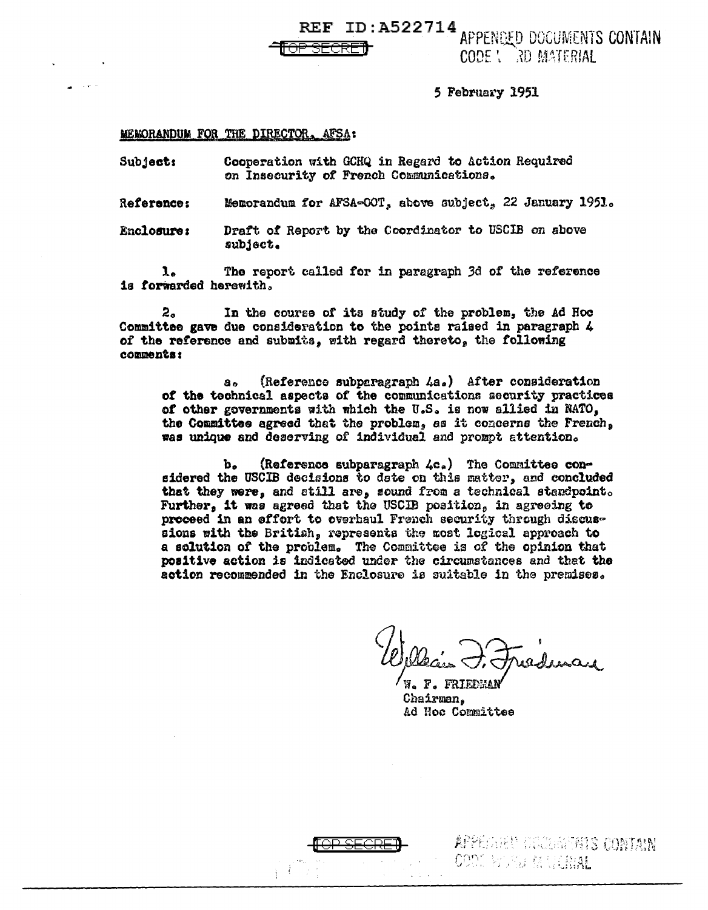REF ID:A522714

TOP SECRET

APPENDED DOCUMENTS CONTAIN CODE WORD MATERIAL

5 February 1951

MEMORANDUM FOR THE DIRECTOR, AFSA:

Subject: Cooperation with GCHQ in Regard to Action Required on Insecurity of French Communications.

Reference: Memorandum for AFSA-OOT, above subject, 22 January 1951.

Enclosure: Draft of Report by the Coordinator to USCIB on above subject.

1. The report called for in paragraph 3d of the reference is forwarded herewith.

2. In the course of its study of the problem, the Ad Hoc Committee gave due consideration to the points raised in paragraph 4 of the reference and submits, with regard thereto, the following comments:

a. (Reference subparagraph 4a.) After consideration of the technical aspects of the communications security practices of other governments with which the U.S. is now allied in NATO, the Committee agreed that the problem, as it concerns the French, was unique and deserving of individual and prompt attention.

b. (Reference subparagraph 4c.) The Committee considered the USCIB decisions to date on this matter, and concluded that they were, and still are, sound from a technical standpoint. Further, it was agreed that the USCIB position, in agreeing to proceed in an effort to overhaul French security through discussions with the British, represents the most logical approach to a solution of the problem. The Committee is of the opinion that positive action is indicated under the circumstances and that the action recommended in the Enclosure is suitable in the premises.

William F. Friedman

W. F. FRIEDMAN
Chairman,
Ad Hoc Committee

TOP SECRET

APPENDED DOCUMENTS CONTAIN CODE WORD MATERIAL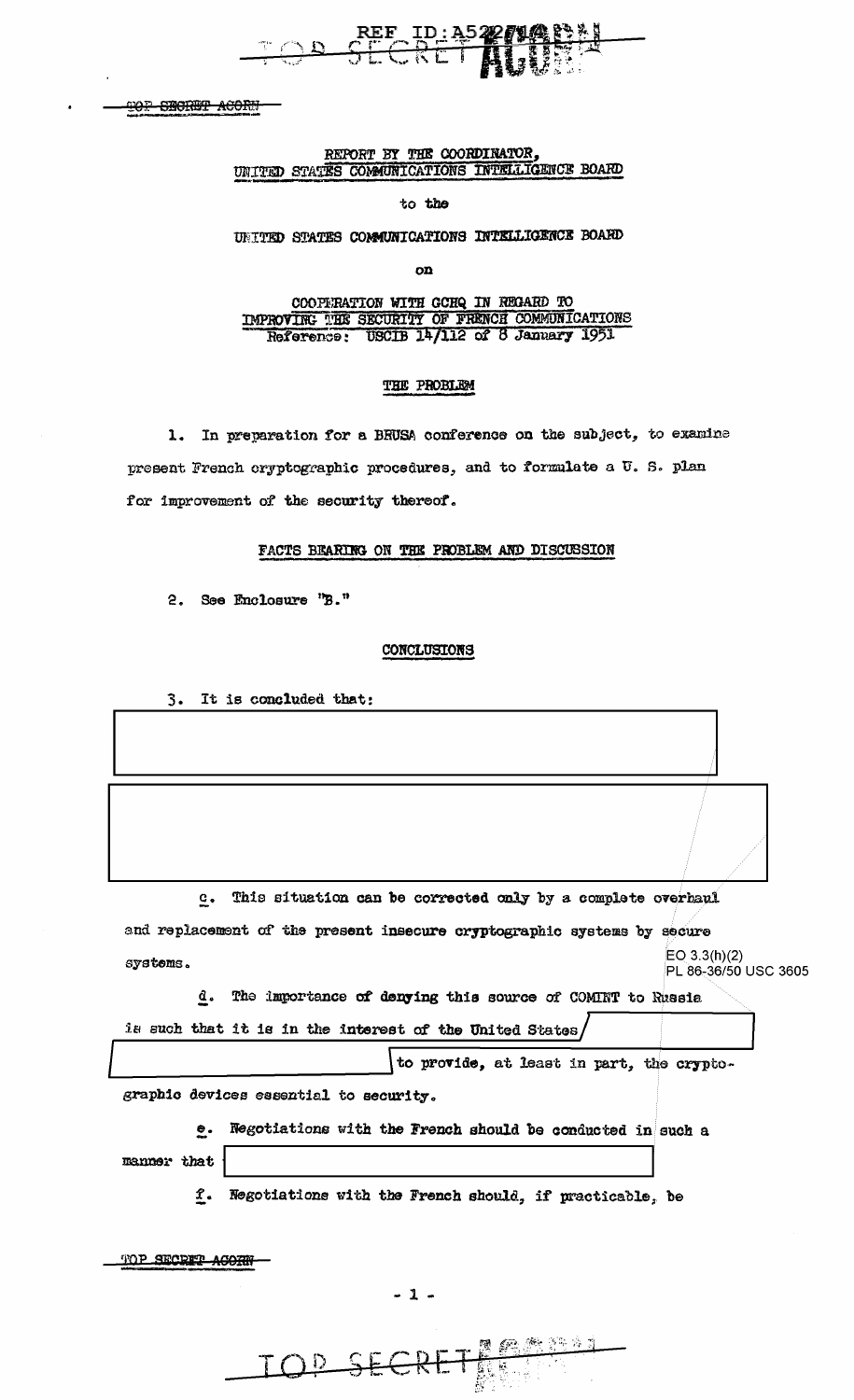REPORT BY THE COORDINATOR,
UNITED STATES COMMUNICATIONS INTELLIGENCE BOARD

to the

UNITED STATES COMMUNICATIONS INTELLIGENCE BOARD

on

COOPERATION WITH GCHQ IN REGARD TO
IMPROVING THE SECURITY OF FRENCH COMMUNICATIONS
Reference: USCIB 14/112 of 8 January 1951

## THE PROBLEM

1. In preparation for a BRUSA conference on the subject, to examine present French cryptographic procedures, and to formulate a U. S. plan for improvement of the security thereof.

## FACTS BEARING ON THE PROBLEM AND DISCUSSION

2. See Enclosure "B."

## CONCLUSIONS

3. It is concluded that:

[REDACTED]

[REDACTED]

c. This situation can be corrected only by a complete overhaul and replacement of the present insecure cryptographic systems by secure systems.

EO 3.3(h)(2)
PL 86-36/50 USC 3605

d. The importance of denying this source of COMINT to Russia is such that it is in the interest of the United States [REDACTED] to provide, at least in part, the cryptographic devices essential to security.

e. Negotiations with the French should be conducted in such a manner that [REDACTED]

f. Negotiations with the French should, if practicable, be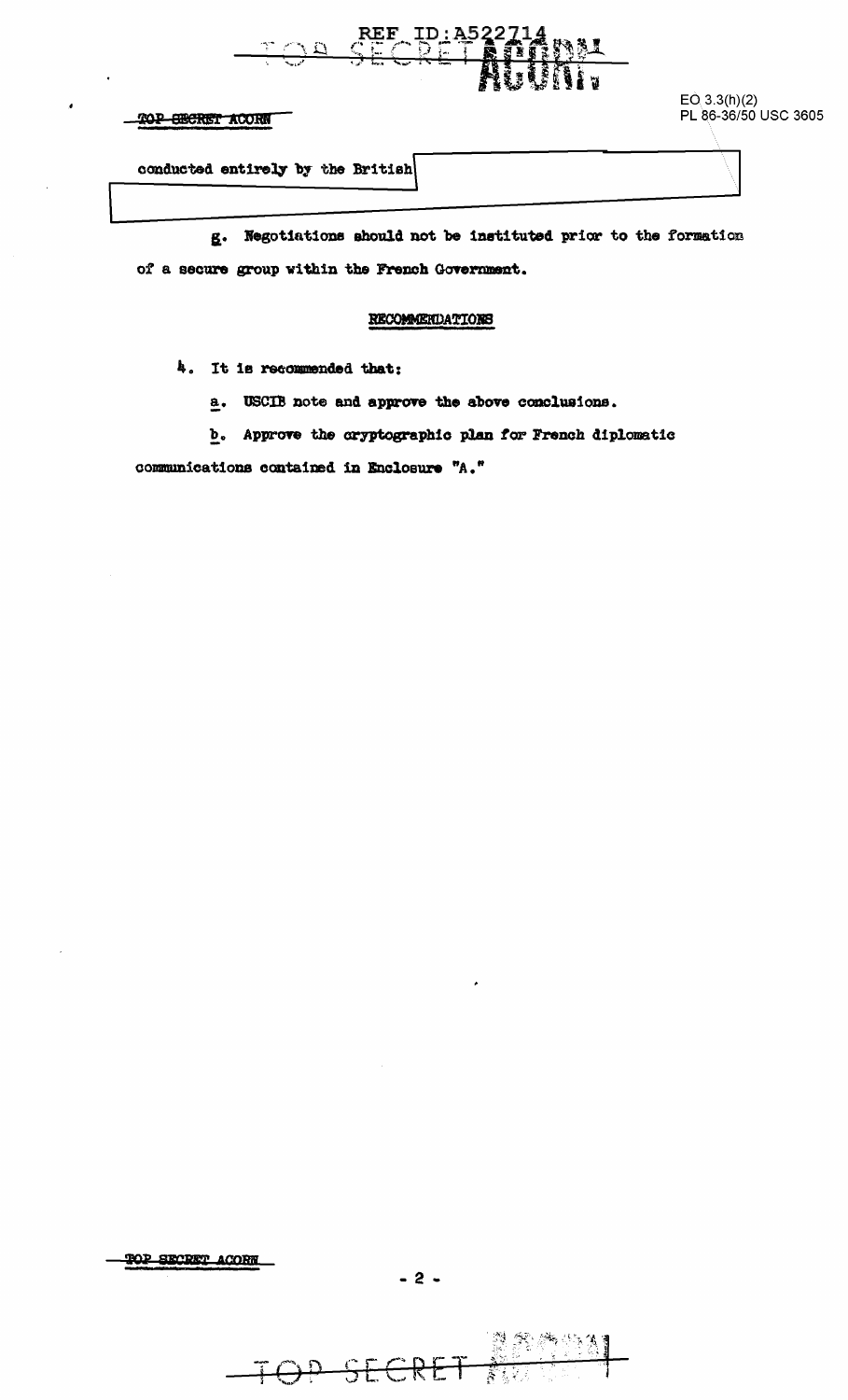TOP SECRET ACORN

EO 3.3(h)(2)
PL 86-36/50 USC 3605

conducted entirely by the British

g. Negotiations should not be instituted prior to the formation of a secure group within the French Government.

## RECOMMENDATIONS

4. It is recommended that:

a. USCIB note and approve the above conclusions.

b. Approve the cryptographic plan for French diplomatic communications contained in Enclosure "A."

TOP SECRET ACORN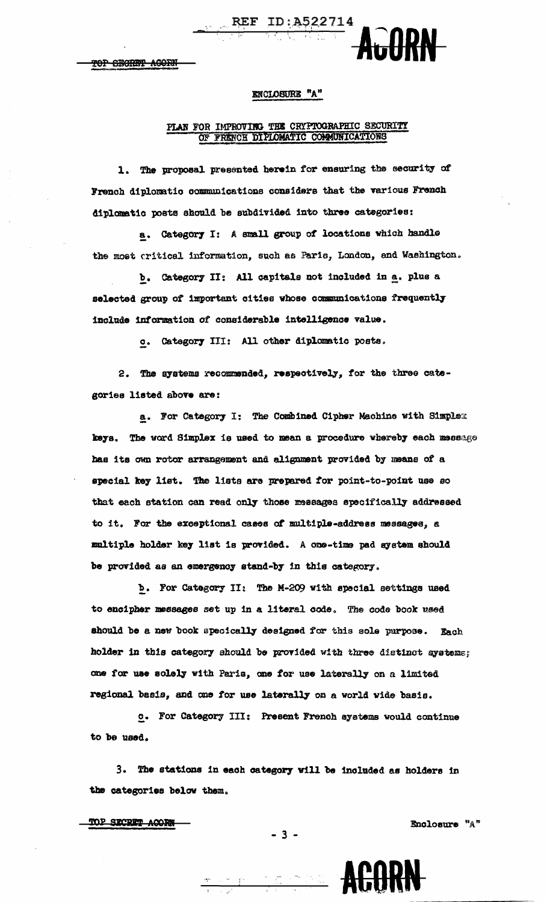ENCLOSURE "A"

PLAN FOR IMPROVING THE CRYPTOGRAPHIC SECURITY OF FRENCH DIPLOMATIC COMMUNICATIONS

1. The proposal presented herein for ensuring the security of French diplomatic communications considers that the various French diplomatic posts should be subdivided into three categories:

a. Category I: A small group of locations which handle the most critical information, such as Paris, London, and Washington.

b. Category II: All capitals not included in a. plus a selected group of important cities whose communications frequently include information of considerable intelligence value.

c. Category III: All other diplomatic posts.

2. The systems recommended, respectively, for the three categories listed above are:

a. For Category I: The Combined Cipher Machine with Simplex keys. The word Simplex is used to mean a procedure whereby each message has its own rotor arrangement and alignment provided by means of a special key list. The lists are prepared for point-to-point use so that each station can read only those messages specifically addressed to it. For the exceptional cases of multiple-address messages, a multiple holder key list is provided. A one-time pad system should be provided as an emergency stand-by in this category.

b. For Category II: The M-209 with special settings used to encipher messages set up in a literal code. The code book used should be a new book specically designed for this sole purpose. Each holder in this category should be provided with three distinct systems; one for use solely with Paris, one for use laterally on a limited regional basis, and one for use laterally on a world wide basis.

c. For Category III: Present French systems would continue to be used.

3. The stations in each category will be included as holders in the categories below them.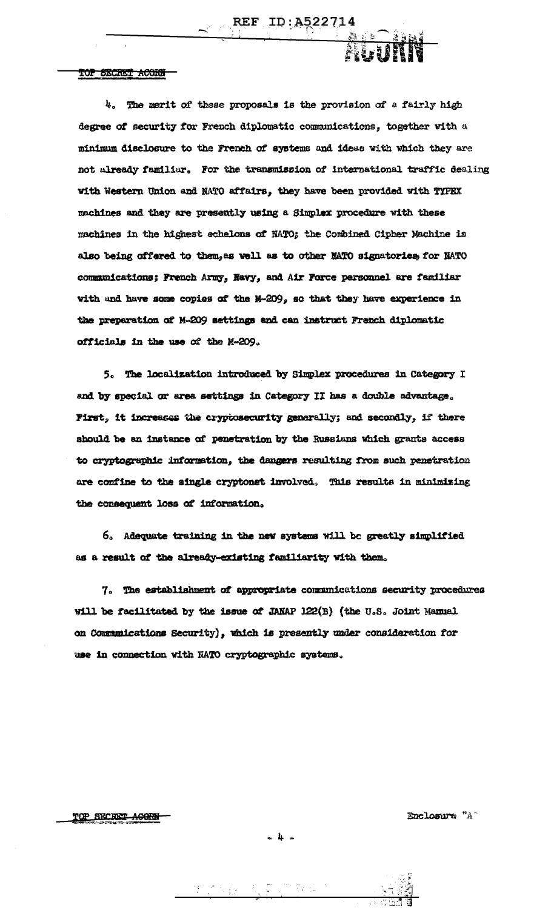4. The merit of these proposals is the provision of a fairly high degree of security for French diplomatic communications, together with a minimum disclosure to the French of systems and ideas with which they are not already familiar. For the transmission of international traffic dealing with Western Union and NATO affairs, they have been provided with TYPEX machines and they are presently using a Simplex procedure with these machines in the highest echelons of NATO; the Combined Cipher Machine is also being offered to them, as well as to other NATO signatories, for NATO communications; French Army, Navy, and Air Force personnel are familiar with and have some copies of the M-209, so that they have experience in the preparation of M-209 settings and can instruct French diplomatic officials in the use of the M-209.

5. The localization introduced by Simplex procedures in Category I and by special or area settings in Category II has a double advantage. First, it increases the cryptosecurity generally; and secondly, if there should be an instance of penetration by the Russians which grants access to cryptographic information, the dangers resulting from such penetration are confine to the single cryptonet involved. This results in minimizing the consequent loss of information.

6. Adequate training in the new systems will be greatly simplified as a result of the already-existing familiarity with them.

7. The establishment of appropriate communications security procedures will be facilitated by the issue of JANAP 122(B) (the U.S. Joint Manual on Communications Security), which is presently under consideration for use in connection with NATO cryptographic systems.

Enclosure "A"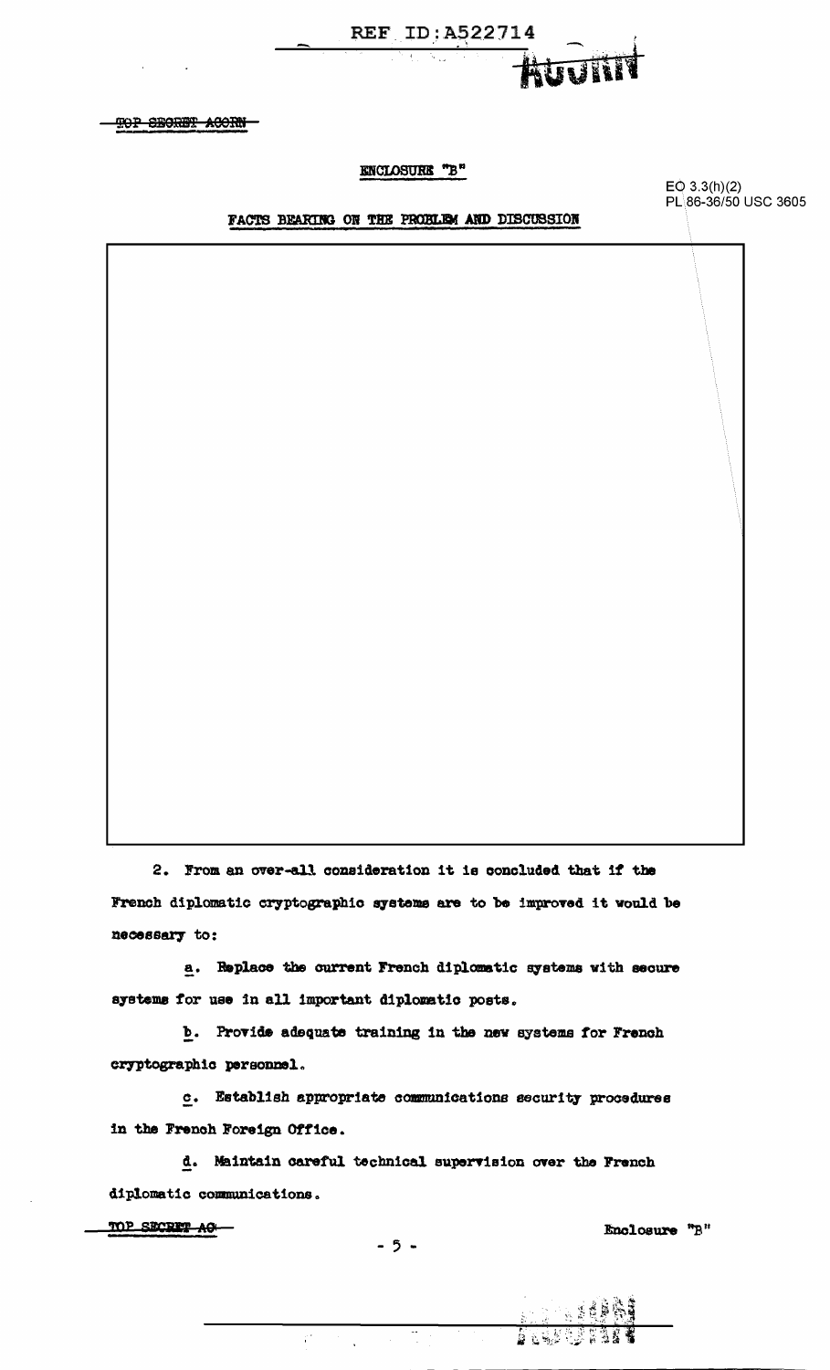ENCLOSURE "B"

EO 3.3(h)(2)
PL 86-36/50 USC 3605

FACTS BEARING ON THE PROBLEM AND DISCUSSION

2. From an over-all consideration it is concluded that if the French diplomatic cryptographic systems are to be improved it would be necessary to:

a. Replace the current French diplomatic systems with secure systems for use in all important diplomatic posts.

b. Provide adequate training in the new systems for French cryptographic personnel.

c. Establish appropriate communications security procedures in the French Foreign Office.

d. Maintain careful technical supervision over the French diplomatic communications.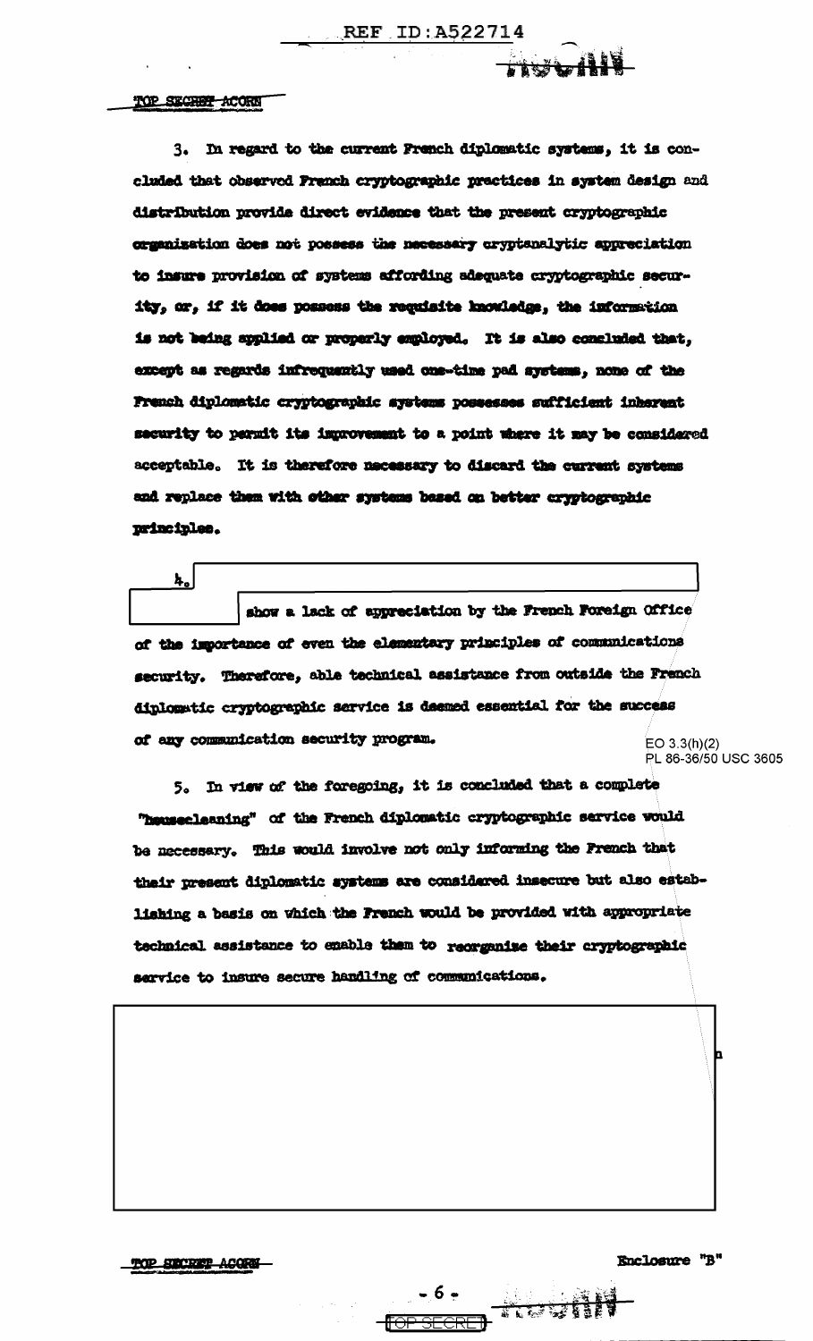TOP SECRET ACORN

3. In regard to the current French diplomatic systems, it is concluded that observed French cryptographic practices in system design and distribution provide direct evidence that the present cryptographic organization does not possess the necessary cryptanalytic appreciation to insure provision of systems affording adequate cryptographic security, or, if it does possess the requisite knowledge, the information is not being applied or properly employed. It is also concluded that, except as regards infrequently used one-time pad systems, none of the French diplomatic cryptographic systems possesses sufficient inherent security to permit its improvement to a point where it may be considered acceptable. It is therefore necessary to discard the current systems and replace them with other systems based on better cryptographic principles.

4. [redacted] show a lack of appreciation by the French Foreign Office of the importance of even the elementary principles of communications security. Therefore, able technical assistance from outside the French diplomatic cryptographic service is deemed essential for the success of any communication security program.

EO 3.3(h)(2)
PL 86-36/50 USC 3605

5. In view of the foregoing, it is concluded that a complete "housecleaning" of the French diplomatic cryptographic service would be necessary. This would involve not only informing the French that their present diplomatic systems are considered insecure but also establishing a basis on which the French would be provided with appropriate technical assistance to enable them to reorganize their cryptographic service to insure secure handling of communications.

[redacted]

TOP SECRET ACORN

Enclosure "B"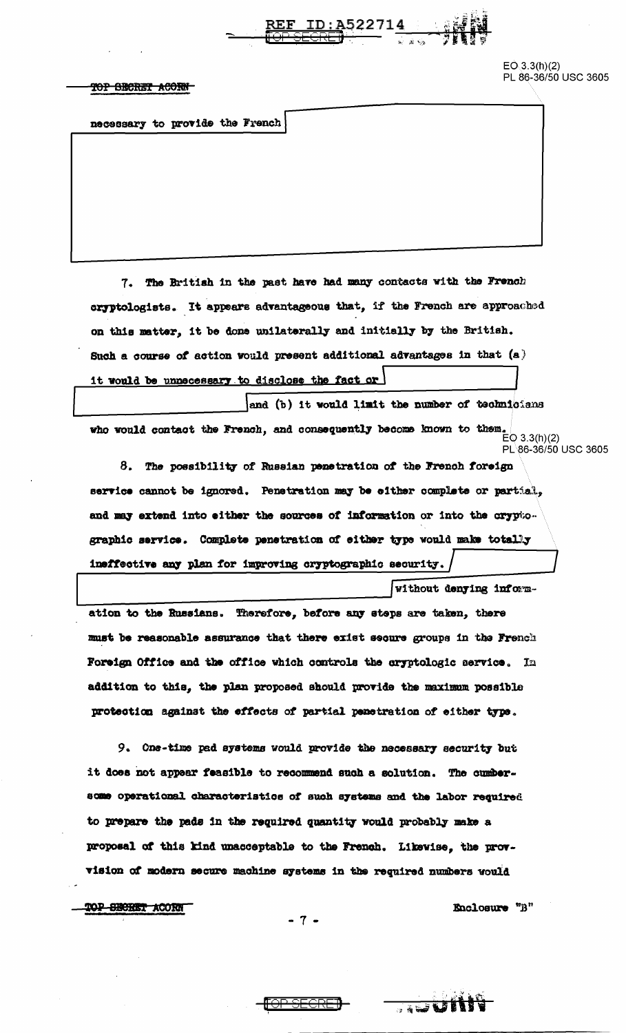necessary to provide the French

7. The British in the past have had many contacts with the French cryptologists. It appears advantageous that, if the French are approached on this matter, it be done unilaterally and initially by the British. Such a course of action would present additional advantages in that (a) it would be unnecessary to disclose the fact or

and (b) it would limit the number of technicians who would contact the French, and consequently become known to them.

8. The possibility of Russian penetration of the French foreign service cannot be ignored. Penetration may be either complete or partial, and may extend into either the sources of information or into the cryptographic service. Complete penetration of either type would make totally ineffective any plan for improving cryptographic security.

without denying information to the Russians. Therefore, before any steps are taken, there must be reasonable assurance that there exist secure groups in the French Foreign Office and the office which controls the cryptologic service. In addition to this, the plan proposed should provide the maximum possible protection against the effects of partial penetration of either type.

9. One-time pad systems would provide the necessary security but it does not appear feasible to recommend such a solution. The cumbersome operational characteristics of such systems and the labor required to prepare the pads in the required quantity would probably make a proposal of this kind unacceptable to the French. Likewise, the provision of modern secure machine systems in the required numbers would

Enclosure "B"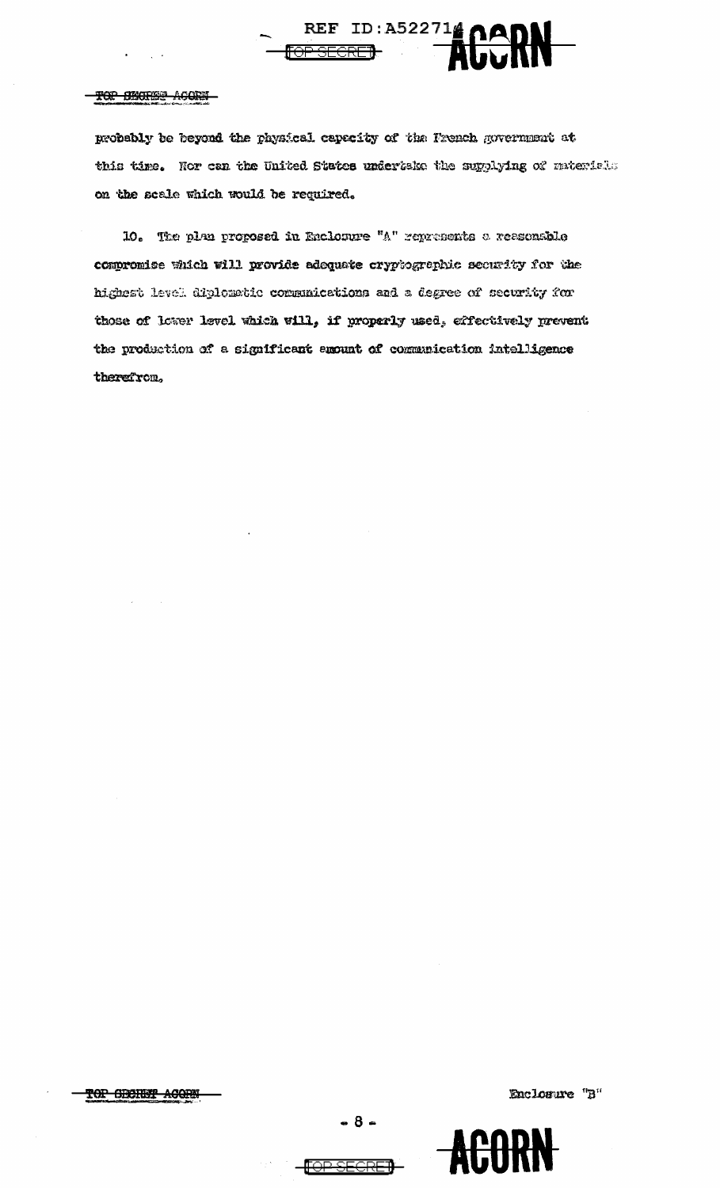probably be beyond the physical capacity of the French government at this time. Nor can the United States undertake the supplying of materials on the scale which would be required.

10. The plan proposed in Enclosure "A" represents a reasonable compromise which will provide adequate cryptographic security for the highest level diplomatic communications and a degree of security for those of lower level which will, if properly used, effectively prevent the production of a significant amount of communication intelligence therefrom.

Enclosure "B"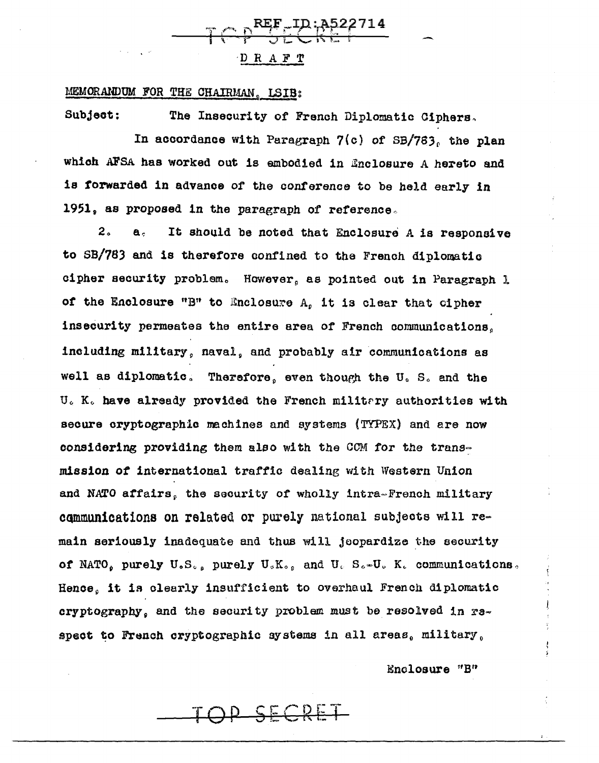REF ID:A522714

TOP SECRET

DRAFT

MEMORANDUM FOR THE CHAIRMAN, LSIB:

Subject: The Insecurity of French Diplomatic Ciphers.

In accordance with Paragraph 7(c) of SB/783, the plan which AFSA has worked out is embodied in Enclosure A hereto and is forwarded in advance of the conference to be held early in 1951, as proposed in the paragraph of reference.

2. a. It should be noted that Enclosure A is responsive to SB/783 and is therefore confined to the French diplomatic cipher security problem. However, as pointed out in Paragraph 1 of the Enclosure "B" to Enclosure A, it is clear that cipher insecurity permeates the entire area of French communications, including military, naval, and probably air communications as well as diplomatic. Therefore, even though the U. S. and the U. K. have already provided the French military authorities with secure cryptographic machines and systems (TYPEX) and are now considering providing them also with the CCM for the transmission of international traffic dealing with Western Union and NATO affairs, the security of wholly intra-French military communications on related or purely national subjects will remain seriously inadequate and thus will jeopardize the security of NATO, purely U.S., purely U.K., and U. S.-U. K. communications. Hence, it is clearly insufficient to overhaul French diplomatic cryptography, and the security problem must be resolved in respect to French cryptographic systems in all areas, military,

Enclosure "B"

TOP SECRET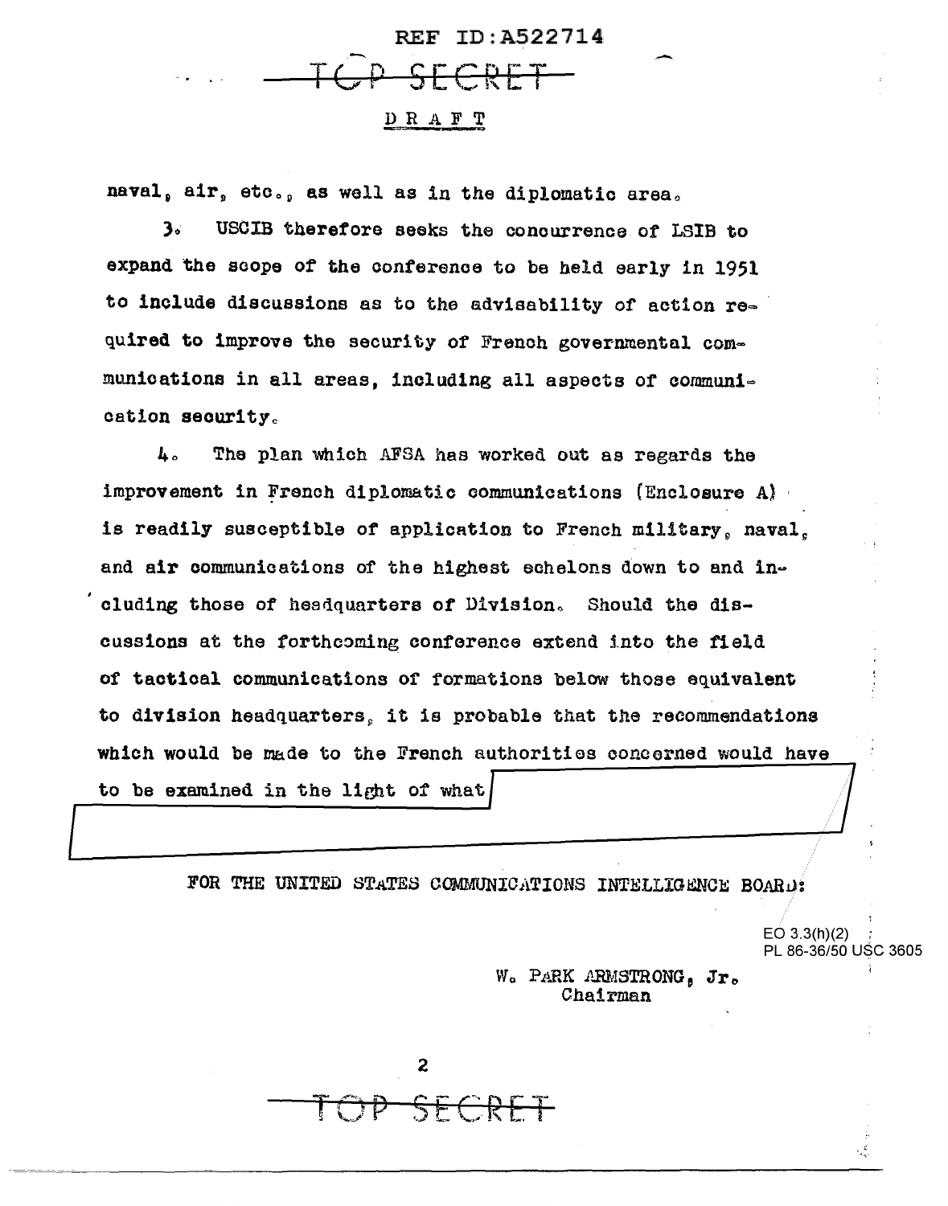REF ID:A522714

~~TOP SECRET~~

DRAFT

naval, air, etc., as well as in the diplomatic area.

3. USCIB therefore seeks the concurrence of LSIB to expand the scope of the conference to be held early in 1951 to include discussions as to the advisability of action required to improve the security of French governmental communications in all areas, including all aspects of communication security.

4. The plan which AFSA has worked out as regards the improvement in French diplomatic communications (Enclosure A) is readily susceptible of application to French military, naval, and air communications of the highest echelons down to and including those of headquarters of Division. Should the discussions at the forthcoming conference extend into the field of tactical communications of formations below those equivalent to division headquarters, it is probable that the recommendations which would be made to the French authorities concerned would have to be examined in the light of what

FOR THE UNITED STATES COMMUNICATIONS INTELLIGENCE BOARD:

EO 3.3(h)(2)
PL 86-36/50 USC 3605

W. PARK ARMSTRONG, Jr.
Chairman

~~TOP SECRET~~